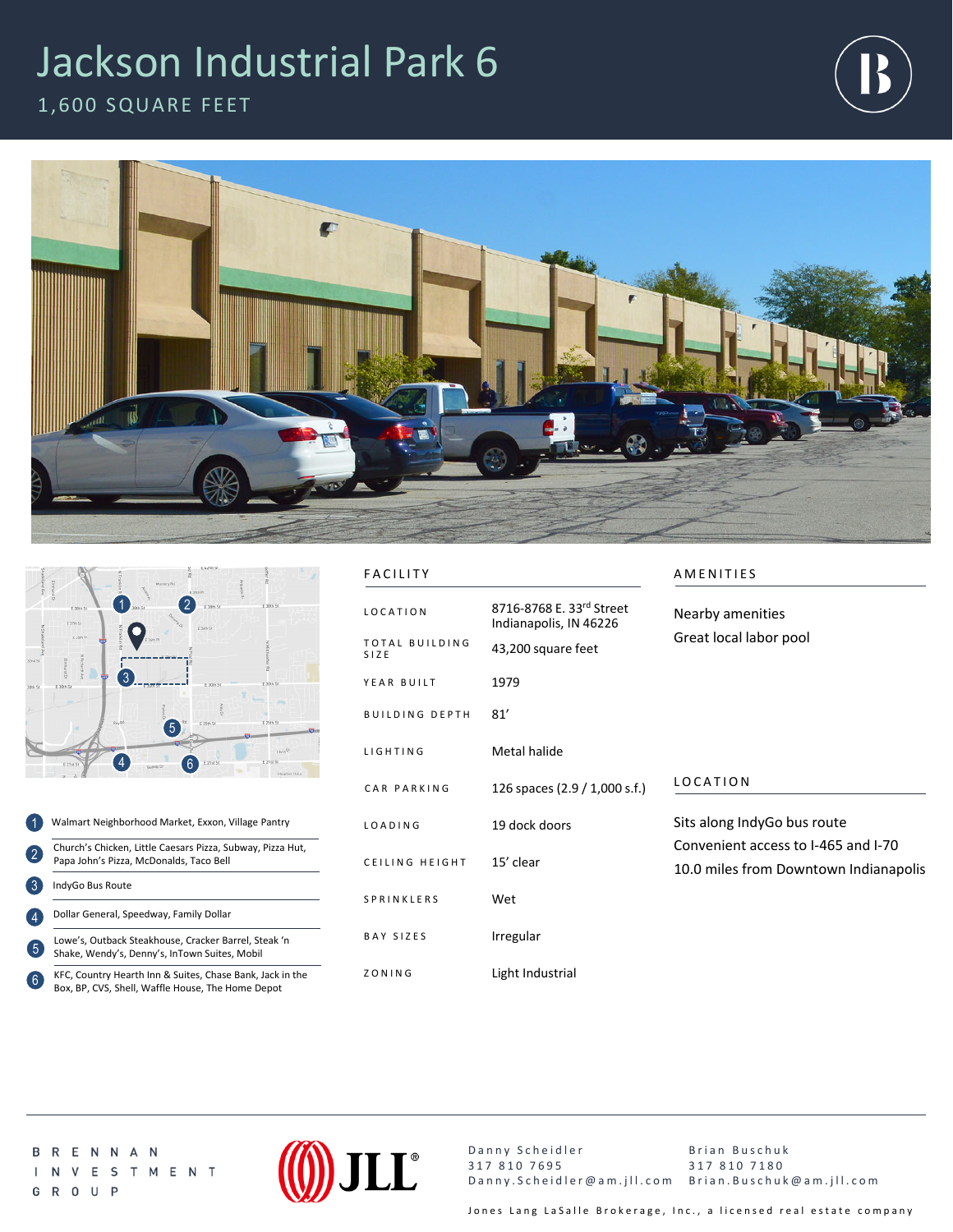# Jackson Industrial Park 6

## 1,600 SQUARE FEET

| | |
|---|---|
| 1 | Walmart Neighborhood Market, Exxon, Village Pantry |
| 2 | Church's Chicken, Little Caesars Pizza, Subway, Pizza Hut, Papa John's Pizza, McDonalds, Taco Bell |
| 3 | IndyGo Bus Route |
| 4 | Dollar General, Speedway, Family Dollar |
| 5 | Lowe's, Outback Steakhouse, Cracker Barrel, Steak 'n Shake, Wendy's, Denny's, InTown Suites, Mobil |
| 6 | KFC, Country Hearth Inn & Suites, Chase Bank, Jack in the Box, BP, CVS, Shell, Waffle House, The Home Depot |

## FACILITY

| | |
|---|---|
| LOCATION | 8716-8768 E. 33rd Street Indianapolis, IN 46226 |
| TOTAL BUILDING SIZE | 43,200 square feet |
| YEAR BUILT | 1979 |
| BUILDING DEPTH | 81' |
| LIGHTING | Metal halide |
| CAR PARKING | 126 spaces (2.9 / 1,000 s.f.) |
| LOADING | 19 dock doors |
| CEILING HEIGHT | 15' clear |
| SPRINKLERS | Wet |
| BAY SIZES | Irregular |
| ZONING | Light Industrial |

## AMENITIES

Nearby amenities

Great local labor pool

## LOCATION

Sits along IndyGo bus route

Convenient access to I-465 and I-70

10.0 miles from Downtown Indianapolis

BRENNAN INVESTMENT GROUP

JLL®

Danny Scheidler
317 810 7695
Danny.Scheidler@am.jll.com

Brian Buschuk
317 810 7180
Brian.Buschuk@am.jll.com

Jones Lang LaSalle Brokerage, Inc., a licensed real estate company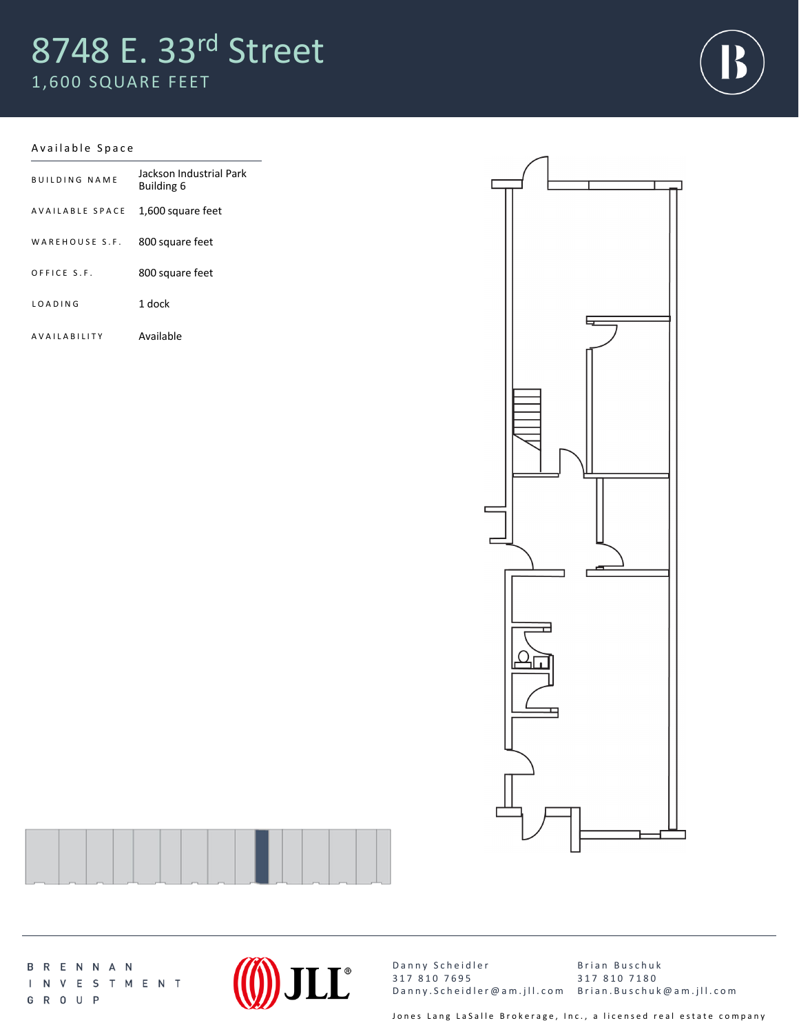# 8748 E. 33rd Street

## 1,600 SQUARE FEET

### Available Space

| | |
|---|---|
| BUILDING NAME | Jackson Industrial Park Building 6 |
| AVAILABLE SPACE | 1,600 square feet |
| WAREHOUSE S.F. | 800 square feet |
| OFFICE S.F. | 800 square feet |
| LOADING | 1 dock |
| AVAILABILITY | Available |

BRENNAN INVESTMENT GROUP

JLL®

Danny Scheidler
317 810 7695
Danny.Scheidler@am.jll.com

Brian Buschuk
317 810 7180
Brian.Buschuk@am.jll.com

Jones Lang LaSalle Brokerage, Inc., a licensed real estate company